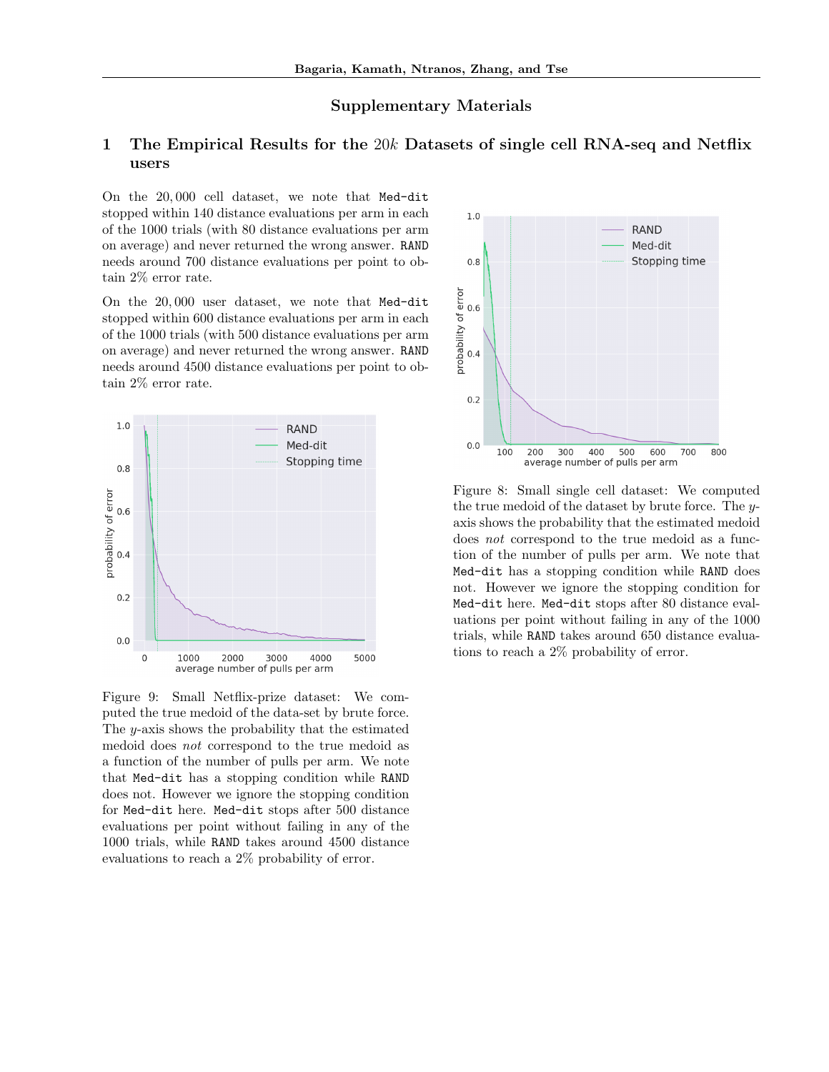# Supplementary Materials

## 1 The Empirical Results for the $20k$ Datasets of single cell RNA-seq and Netflix users

On the 20,000 cell dataset, we note that `Med-dit` stopped within 140 distance evaluations per arm in each of the 1000 trials (with 80 distance evaluations per arm on average) and never returned the wrong answer. `RAND` needs around 700 distance evaluations per point to obtain 2% error rate.

On the 20,000 user dataset, we note that `Med-dit` stopped within 600 distance evaluations per arm in each of the 1000 trials (with 500 distance evaluations per arm on average) and never returned the wrong answer. `RAND` needs around 4500 distance evaluations per point to obtain 2% error rate.

RAND
Med-dit
Stopping time
probability of error
average number of pulls per arm
0.0 0.2 0.4 0.6 0.8 1.0
100 200 300 400 500 600 700 800

Figure 8: Small single cell dataset: We computed the true medoid of the dataset by brute force. The $y$-axis shows the probability that the estimated medoid does *not* correspond to the true medoid as a function of the number of pulls per arm. We note that `Med-dit` has a stopping condition while `RAND` does not. However we ignore the stopping condition for `Med-dit` here. `Med-dit` stops after 80 distance evaluations per point without failing in any of the 1000 trials, while `RAND` takes around 650 distance evaluations to reach a 2% probability of error.

RAND
Med-dit
Stopping time
probability of error
average number of pulls per arm
0.0 0.2 0.4 0.6 0.8 1.0
0 1000 2000 3000 4000 5000

Figure 9: Small Netflix-prize dataset: We computed the true medoid of the data-set by brute force. The $y$-axis shows the probability that the estimated medoid does *not* correspond to the true medoid as a function of the number of pulls per arm. We note that `Med-dit` has a stopping condition while `RAND` does not. However we ignore the stopping condition for `Med-dit` here. `Med-dit` stops after 500 distance evaluations per point without failing in any of the 1000 trials, while `RAND` takes around 4500 distance evaluations to reach a 2% probability of error.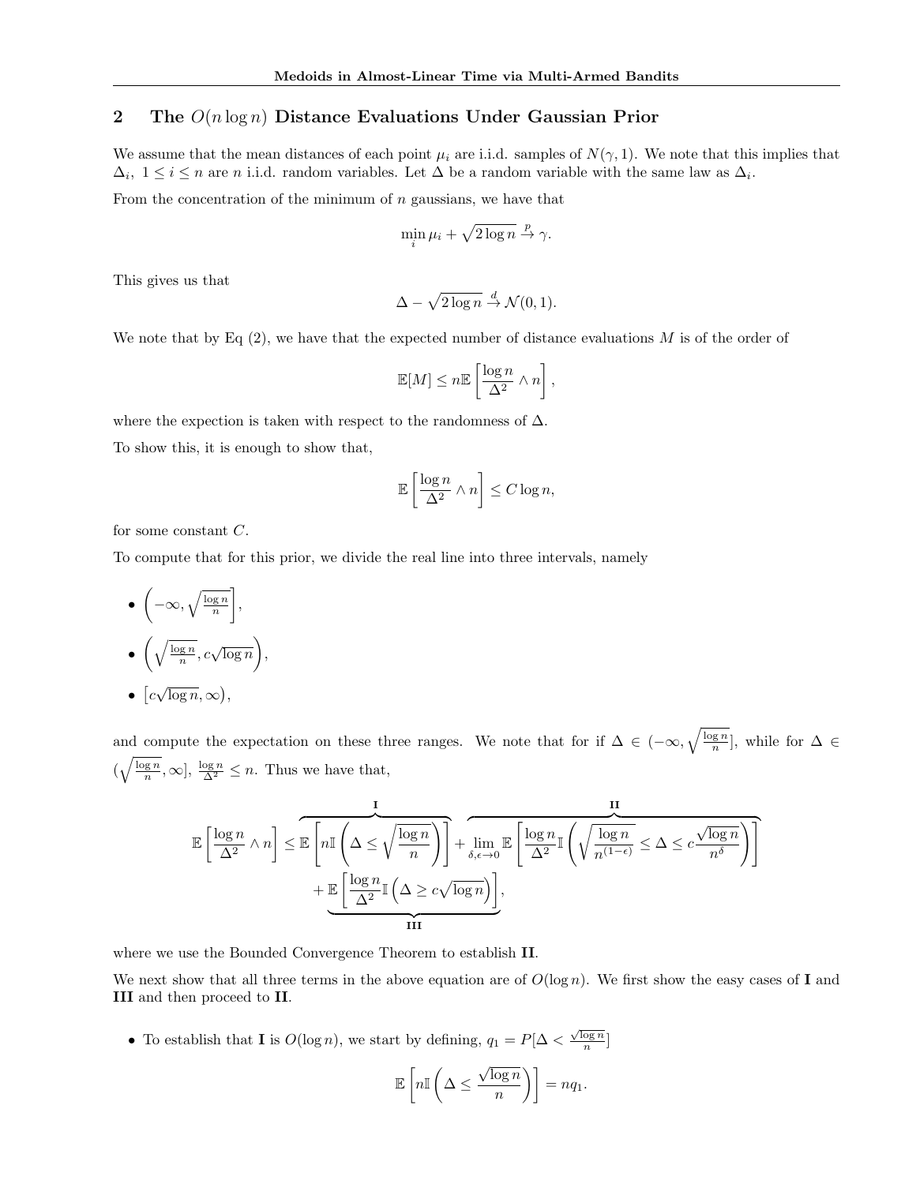## 2 The $O(n \log n)$ Distance Evaluations Under Gaussian Prior

We assume that the mean distances of each point $\mu_i$ are i.i.d. samples of $N(\gamma, 1)$. We note that this implies that $\Delta_i,\ 1 \leq i \leq n$ are $n$ i.i.d. random variables. Let $\Delta$ be a random variable with the same law as $\Delta_i$.

From the concentration of the minimum of $n$ gaussians, we have that

$$\min_i \mu_i + \sqrt{2 \log n} \xrightarrow{p} \gamma.$$

This gives us that

$$\Delta - \sqrt{2 \log n} \xrightarrow{d} \mathcal{N}(0,1).$$

We note that by Eq (2), we have that the expected number of distance evaluations $M$ is of the order of

$$\mathbb{E}[M] \leq n \mathbb{E}\left[\frac{\log n}{\Delta^2} \wedge n\right],$$

where the expection is taken with respect to the randomness of $\Delta$.

To show this, it is enough to show that,

$$\mathbb{E}\left[\frac{\log n}{\Delta^2} \wedge n\right] \leq C \log n,$$

for some constant $C$.

To compute that for this prior, we divide the real line into three intervals, namely

- $\left(-\infty, \sqrt{\frac{\log n}{n}}\right]$,
- $\left(\sqrt{\frac{\log n}{n}}, c\sqrt{\log n}\right)$,
- $\left[c\sqrt{\log n}, \infty\right)$,

and compute the expectation on these three ranges. We note that for if $\Delta \in (-\infty, \sqrt{\frac{\log n}{n}}]$, while for $\Delta \in (\sqrt{\frac{\log n}{n}}, \infty]$, $\frac{\log n}{\Delta^2} \leq n$. Thus we have that,

$$\mathbb{E}\left[\frac{\log n}{\Delta^2} \wedge n\right] \leq \overbrace{\mathbb{E}\left[n\mathbb{I}\left(\Delta \leq \sqrt{\frac{\log n}{n}}\right)\right]}^{\textbf{I}} + \overbrace{\lim_{\delta,\epsilon \to 0} \mathbb{E}\left[\frac{\log n}{\Delta^2}\mathbb{I}\left(\sqrt{\frac{\log n}{n^{(1-\epsilon)}}} \leq \Delta \leq c\frac{\sqrt{\log n}}{n^{\delta}}\right)\right]}^{\textbf{II}}$$
$$+ \underbrace{\mathbb{E}\left[\frac{\log n}{\Delta^2}\mathbb{I}\left(\Delta \geq c\sqrt{\log n}\right)\right]}_{\textbf{III}},$$

where we use the Bounded Convergence Theorem to establish **II**.

We next show that all three terms in the above equation are of $O(\log n)$. We first show the easy cases of **I** and **III** and then proceed to **II**.

- To establish that **I** is $O(\log n)$, we start by defining, $q_1 = P[\Delta < \frac{\sqrt{\log n}}{n}]$

$$\mathbb{E}\left[n\mathbb{I}\left(\Delta \leq \frac{\sqrt{\log n}}{n}\right)\right] = nq_1.$$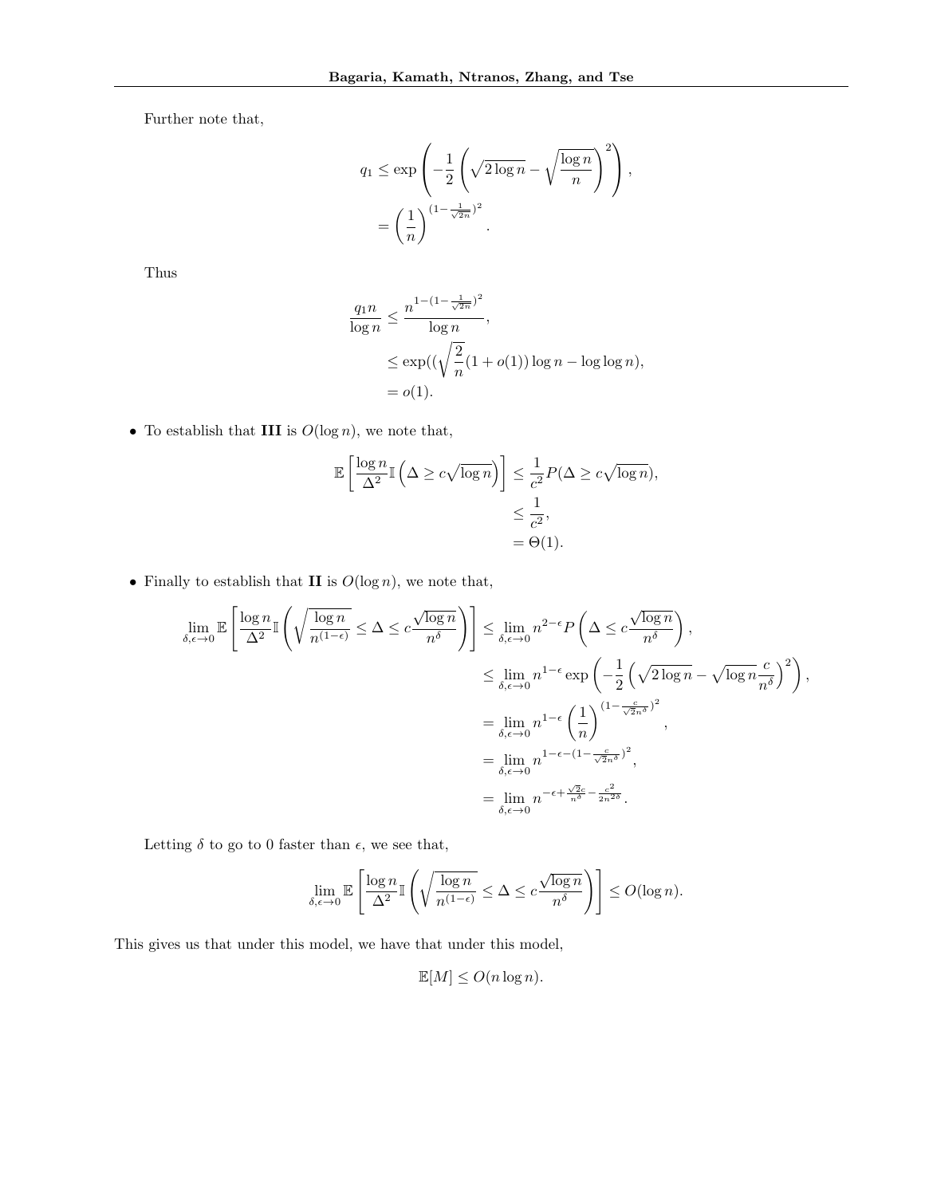Further note that,

$$
\begin{aligned}
q_1 &\leq \exp\left(-\frac{1}{2}\left(\sqrt{2\log n} - \sqrt{\frac{\log n}{n}}\right)^2\right), \\
&= \left(\frac{1}{n}\right)^{(1-\frac{1}{\sqrt{2n}})^2}.
\end{aligned}
$$

Thus

$$
\begin{aligned}
\frac{q_1 n}{\log n} &\leq \frac{n^{1-(1-\frac{1}{\sqrt{2n}})^2}}{\log n}, \\
&\leq \exp((\sqrt{\frac{2}{n}}(1+o(1))\log n - \log\log n), \\
&= o(1).
\end{aligned}
$$

- To establish that **III** is $O(\log n)$, we note that,

$$
\begin{aligned}
\mathbb{E}\left[\frac{\log n}{\Delta^2}\mathbb{I}\left(\Delta \geq c\sqrt{\log n}\right)\right] &\leq \frac{1}{c^2}P(\Delta \geq c\sqrt{\log n}), \\
&\leq \frac{1}{c^2}, \\
&= \Theta(1).
\end{aligned}
$$

- Finally to establish that **II** is $O(\log n)$, we note that,

$$
\begin{aligned}
\lim_{\delta,\epsilon\to 0} \mathbb{E}\left[\frac{\log n}{\Delta^2}\mathbb{I}\left(\sqrt{\frac{\log n}{n^{(1-\epsilon)}}} \leq \Delta \leq c\frac{\sqrt{\log n}}{n^\delta}\right)\right] &\leq \lim_{\delta,\epsilon\to 0} n^{2-\epsilon} P\left(\Delta \leq c\frac{\sqrt{\log n}}{n^\delta}\right), \\
&\leq \lim_{\delta,\epsilon\to 0} n^{1-\epsilon}\exp\left(-\frac{1}{2}\left(\sqrt{2\log n} - \sqrt{\log n}\frac{c}{n^\delta}\right)^2\right), \\
&= \lim_{\delta,\epsilon\to 0} n^{1-\epsilon}\left(\frac{1}{n}\right)^{(1-\frac{c}{\sqrt{2}n^\delta})^2}, \\
&= \lim_{\delta,\epsilon\to 0} n^{1-\epsilon-(1-\frac{c}{\sqrt{2}n^\delta})^2}, \\
&= \lim_{\delta,\epsilon\to 0} n^{-\epsilon+\frac{\sqrt{2}c}{n^\delta}-\frac{c^2}{2n^{2\delta}}}.
\end{aligned}
$$

Letting $\delta$ to go to 0 faster than $\epsilon$, we see that,

$$
\lim_{\delta,\epsilon\to 0} \mathbb{E}\left[\frac{\log n}{\Delta^2}\mathbb{I}\left(\sqrt{\frac{\log n}{n^{(1-\epsilon)}}} \leq \Delta \leq c\frac{\sqrt{\log n}}{n^\delta}\right)\right] \leq O(\log n).
$$

This gives us that under this model, we have that under this model,

$$
\mathbb{E}[M] \leq O(n\log n).
$$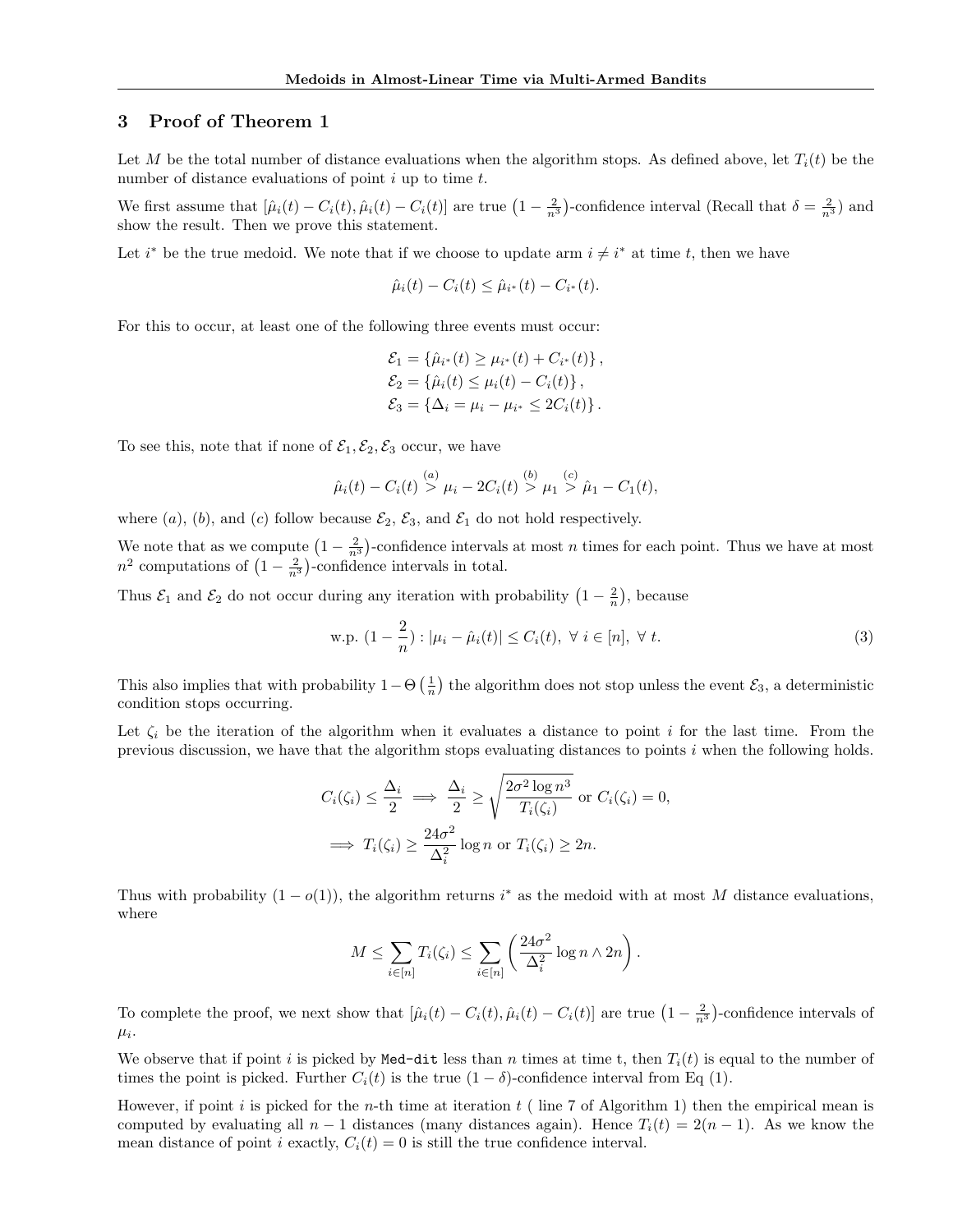## 3 Proof of Theorem 1

Let $M$ be the total number of distance evaluations when the algorithm stops. As defined above, let $T_i(t)$ be the number of distance evaluations of point $i$ up to time $t$.

We first assume that $[\hat{\mu}_i(t) - C_i(t), \hat{\mu}_i(t) - C_i(t)]$ are true $\left(1 - \frac{2}{n^3}\right)$-confidence interval (Recall that $\delta = \frac{2}{n^3}$) and show the result. Then we prove this statement.

Let $i^*$ be the true medoid. We note that if we choose to update arm $i \neq i^*$ at time $t$, then we have

$$\hat{\mu}_i(t) - C_i(t) \leq \hat{\mu}_{i^*}(t) - C_{i^*}(t).$$

For this to occur, at least one of the following three events must occur:

$$\begin{aligned}
\mathcal{E}_1 &= \left\{\hat{\mu}_{i^*}(t) \geq \mu_{i^*}(t) + C_{i^*}(t)\right\}, \\
\mathcal{E}_2 &= \left\{\hat{\mu}_i(t) \leq \mu_i(t) - C_i(t)\right\}, \\
\mathcal{E}_3 &= \left\{\Delta_i = \mu_i - \mu_{i^*} \leq 2C_i(t)\right\}.
\end{aligned}$$

To see this, note that if none of $\mathcal{E}_1, \mathcal{E}_2, \mathcal{E}_3$ occur, we have

$$\hat{\mu}_i(t) - C_i(t) \overset{(a)}{>} \mu_i - 2C_i(t) \overset{(b)}{>} \mu_1 \overset{(c)}{>} \hat{\mu}_1 - C_1(t),$$

where $(a)$, $(b)$, and $(c)$ follow because $\mathcal{E}_2$, $\mathcal{E}_3$, and $\mathcal{E}_1$ do not hold respectively.

We note that as we compute $\left(1 - \frac{2}{n^3}\right)$-confidence intervals at most $n$ times for each point. Thus we have at most $n^2$ computations of $\left(1 - \frac{2}{n^3}\right)$-confidence intervals in total.

Thus $\mathcal{E}_1$ and $\mathcal{E}_2$ do not occur during any iteration with probability $\left(1 - \frac{2}{n}\right)$, because

$$\text{w.p. } (1 - \frac{2}{n}) : |\mu_i - \hat{\mu}_i(t)| \leq C_i(t), \ \forall \ i \in [n], \ \forall \ t. \tag{3}$$

This also implies that with probability $1 - \Theta\left(\frac{1}{n}\right)$ the algorithm does not stop unless the event $\mathcal{E}_3$, a deterministic condition stops occurring.

Let $\zeta_i$ be the iteration of the algorithm when it evaluates a distance to point $i$ for the last time. From the previous discussion, we have that the algorithm stops evaluating distances to points $i$ when the following holds.

$$\begin{aligned}
C_i(\zeta_i) \leq \frac{\Delta_i}{2} &\implies \frac{\Delta_i}{2} \geq \sqrt{\frac{2\sigma^2 \log n^3}{T_i(\zeta_i)}} \text{ or } C_i(\zeta_i) = 0, \\
&\implies T_i(\zeta_i) \geq \frac{24\sigma^2}{\Delta_i^2} \log n \text{ or } T_i(\zeta_i) \geq 2n.
\end{aligned}$$

Thus with probability $(1 - o(1))$, the algorithm returns $i^*$ as the medoid with at most $M$ distance evaluations, where

$$M \leq \sum_{i \in [n]} T_i(\zeta_i) \leq \sum_{i \in [n]} \left(\frac{24\sigma^2}{\Delta_i^2} \log n \wedge 2n\right).$$

To complete the proof, we next show that $[\hat{\mu}_i(t) - C_i(t), \hat{\mu}_i(t) - C_i(t)]$ are true $\left(1 - \frac{2}{n^3}\right)$-confidence intervals of $\mu_i$.

We observe that if point $i$ is picked by `Med-dit` less than $n$ times at time t, then $T_i(t)$ is equal to the number of times the point is picked. Further $C_i(t)$ is the true $(1 - \delta)$-confidence interval from Eq (1).

However, if point $i$ is picked for the $n$-th time at iteration $t$ ( line 7 of Algorithm 1) then the empirical mean is computed by evaluating all $n - 1$ distances (many distances again). Hence $T_i(t) = 2(n - 1)$. As we know the mean distance of point $i$ exactly, $C_i(t) = 0$ is still the true confidence interval.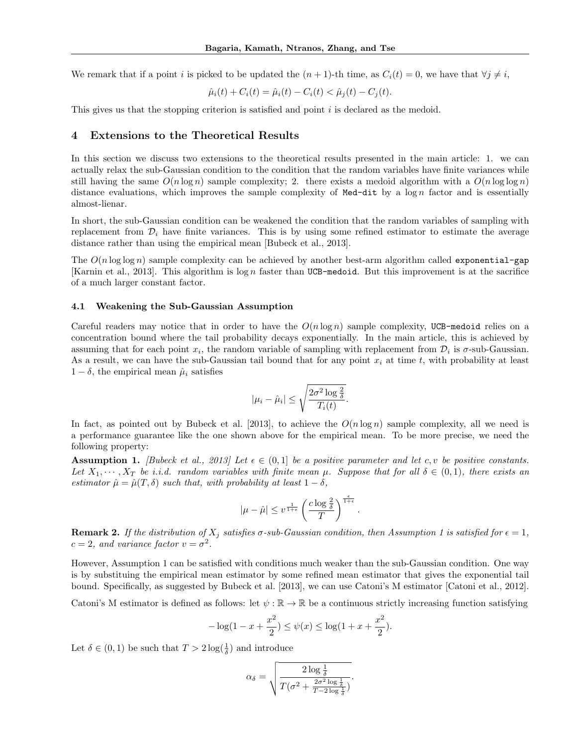We remark that if a point $i$ is picked to be updated the $(n+1)$-th time, as $C_i(t) = 0$, we have that $\forall j \neq i$,

$$\hat{\mu}_i(t) + C_i(t) = \hat{\mu}_i(t) - C_i(t) < \hat{\mu}_j(t) - C_j(t).$$

This gives us that the stopping criterion is satisfied and point $i$ is declared as the medoid.

# 4 Extensions to the Theoretical Results

In this section we discuss two extensions to the theoretical results presented in the main article: 1. we can actually relax the sub-Gaussian condition to the condition that the random variables have finite variances while still having the same $O(n \log n)$ sample complexity; 2. there exists a medoid algorithm with a $O(n \log \log n)$ distance evaluations, which improves the sample complexity of `Med-dit` by a $\log n$ factor and is essentially almost-lienar.

In short, the sub-Gaussian condition can be weakened the condition that the random variables of sampling with replacement from $\mathcal{D}_i$ have finite variances. This is by using some refined estimator to estimate the average distance rather than using the empirical mean [Bubeck et al., 2013].

The $O(n \log \log n)$ sample complexity can be achieved by another best-arm algorithm called `exponential-gap` [Karnin et al., 2013]. This algorithm is $\log n$ faster than `UCB-medoid`. But this improvement is at the sacrifice of a much larger constant factor.

## 4.1 Weakening the Sub-Gaussian Assumption

Careful readers may notice that in order to have the $O(n \log n)$ sample complexity, `UCB-medoid` relies on a concentration bound where the tail probability decays exponentially. In the main article, this is achieved by assuming that for each point $x_i$, the random variable of sampling with replacement from $\mathcal{D}_i$ is $\sigma$-sub-Gaussian. As a result, we can have the sub-Gaussian tail bound that for any point $x_i$ at time $t$, with probability at least $1 - \delta$, the empirical mean $\hat{\mu}_i$ satisfies

$$|\mu_i - \hat{\mu}_i| \leq \sqrt{\frac{2\sigma^2 \log \frac{2}{\delta}}{T_i(t)}}.$$

In fact, as pointed out by Bubeck et al. [2013], to achieve the $O(n \log n)$ sample complexity, all we need is a performance guarantee like the one shown above for the empirical mean. To be more precise, we need the following property:

**Assumption 1.** *[Bubeck et al., 2013] Let $\epsilon \in (0, 1]$ be a positive parameter and let $c, v$ be positive constants. Let $X_1, \cdots, X_T$ be i.i.d. random variables with finite mean $\mu$. Suppose that for all $\delta \in (0, 1)$, there exists an estimator $\hat{\mu} = \hat{\mu}(T, \delta)$ such that, with probability at least $1 - \delta$,*

$$|\mu - \hat{\mu}| \leq v^{\frac{1}{1+\epsilon}} \left( \frac{c \log \frac{2}{\delta}}{T} \right)^{\frac{\epsilon}{1+\epsilon}}.$$

**Remark 2.** *If the distribution of $X_j$ satisfies $\sigma$-sub-Gaussian condition, then Assumption 1 is satisfied for $\epsilon = 1$, $c = 2$, and variance factor $v = \sigma^2$.*

However, Assumption 1 can be satisfied with conditions much weaker than the sub-Gaussian condition. One way is by substituing the empirical mean estimator by some refined mean estimator that gives the exponential tail bound. Specifically, as suggested by Bubeck et al. [2013], we can use Catoni's M estimator [Catoni et al., 2012].

Catoni's M estimator is defined as follows: let $\psi : \mathbb{R} \to \mathbb{R}$ be a continuous strictly increasing function satisfying

$$-\log(1 - x + \frac{x^2}{2}) \leq \psi(x) \leq \log(1 + x + \frac{x^2}{2}).$$

Let $\delta \in (0, 1)$ be such that $T > 2 \log(\frac{1}{\delta})$ and introduce

$$\alpha_\delta = \sqrt{\frac{2 \log \frac{1}{\delta}}{T(\sigma^2 + \frac{2\sigma^2 \log \frac{1}{\delta}}{T - 2 \log \frac{1}{\delta}})}}.$$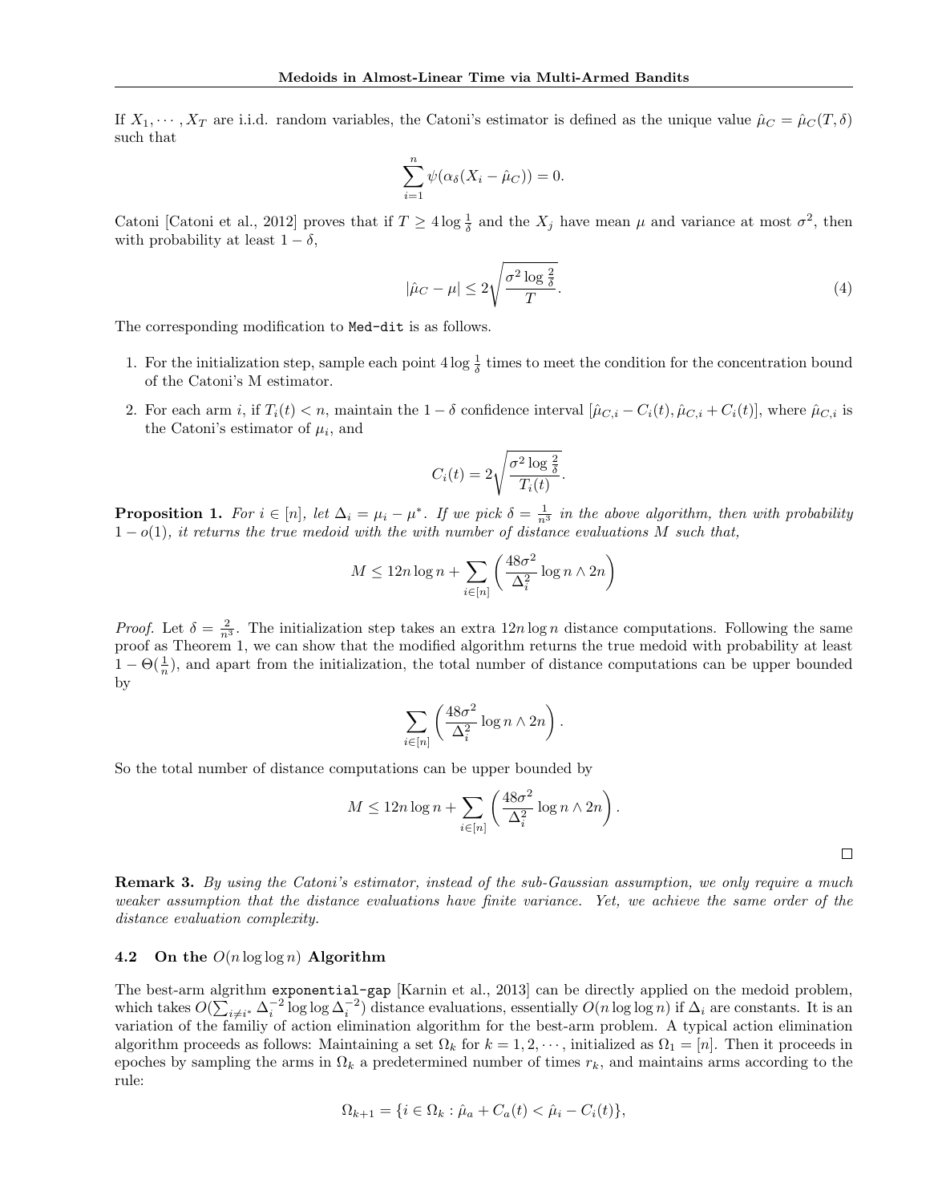If $X_1, \cdots, X_T$ are i.i.d. random variables, the Catoni's estimator is defined as the unique value $\hat{\mu}_C = \hat{\mu}_C(T, \delta)$ such that

$$\sum_{i=1}^{n} \psi(\alpha_\delta(X_i - \hat{\mu}_C)) = 0.$$

Catoni [Catoni et al., 2012] proves that if $T \geq 4 \log \frac{1}{\delta}$ and the $X_j$ have mean $\mu$ and variance at most $\sigma^2$, then with probability at least $1 - \delta$,

$$|\hat{\mu}_C - \mu| \leq 2\sqrt{\frac{\sigma^2 \log \frac{2}{\delta}}{T}}. \tag{4}$$

The corresponding modification to Med-dit is as follows.

1. For the initialization step, sample each point $4 \log \frac{1}{\delta}$ times to meet the condition for the concentration bound of the Catoni's M estimator.
2. For each arm $i$, if $T_i(t) < n$, maintain the $1 - \delta$ confidence interval $[\hat{\mu}_{C,i} - C_i(t), \hat{\mu}_{C,i} + C_i(t)]$, where $\hat{\mu}_{C,i}$ is the Catoni's estimator of $\mu_i$, and

$$C_i(t) = 2\sqrt{\frac{\sigma^2 \log \frac{2}{\delta}}{T_i(t)}}.$$

**Proposition 1.** *For $i \in [n]$, let $\Delta_i = \mu_i - \mu^*$. If we pick $\delta = \frac{1}{n^3}$ in the above algorithm, then with probability $1 - o(1)$, it returns the true medoid with the with number of distance evaluations $M$ such that,*

$$M \leq 12n \log n + \sum_{i \in [n]} \left( \frac{48\sigma^2}{\Delta_i^2} \log n \wedge 2n \right)$$

*Proof.* Let $\delta = \frac{2}{n^3}$. The initialization step takes an extra $12n \log n$ distance computations. Following the same proof as Theorem 1, we can show that the modified algorithm returns the true medoid with probability at least $1 - \Theta(\frac{1}{n})$, and apart from the initialization, the total number of distance computations can be upper bounded by

$$\sum_{i \in [n]} \left( \frac{48\sigma^2}{\Delta_i^2} \log n \wedge 2n \right).$$

So the total number of distance computations can be upper bounded by

$$M \leq 12n \log n + \sum_{i \in [n]} \left( \frac{48\sigma^2}{\Delta_i^2} \log n \wedge 2n \right).$$

□

**Remark 3.** *By using the Catoni's estimator, instead of the sub-Gaussian assumption, we only require a much weaker assumption that the distance evaluations have finite variance. Yet, we achieve the same order of the distance evaluation complexity.*

### 4.2 On the $O(n \log \log n)$ Algorithm

The best-arm algrithm exponential-gap [Karnin et al., 2013] can be directly applied on the medoid problem, which takes $O(\sum_{i \neq i^*} \Delta_i^{-2} \log \log \Delta_i^{-2})$ distance evaluations, essentially $O(n \log \log n)$ if $\Delta_i$ are constants. It is an variation of the familiy of action elimination algorithm for the best-arm problem. A typical action elimination algorithm proceeds as follows: Maintaining a set $\Omega_k$ for $k = 1, 2, \cdots$, initialized as $\Omega_1 = [n]$. Then it proceeds in epoches by sampling the arms in $\Omega_k$ a predetermined number of times $r_k$, and maintains arms according to the rule:

$$\Omega_{k+1} = \{i \in \Omega_k : \hat{\mu}_a + C_a(t) < \hat{\mu}_i - C_i(t)\},$$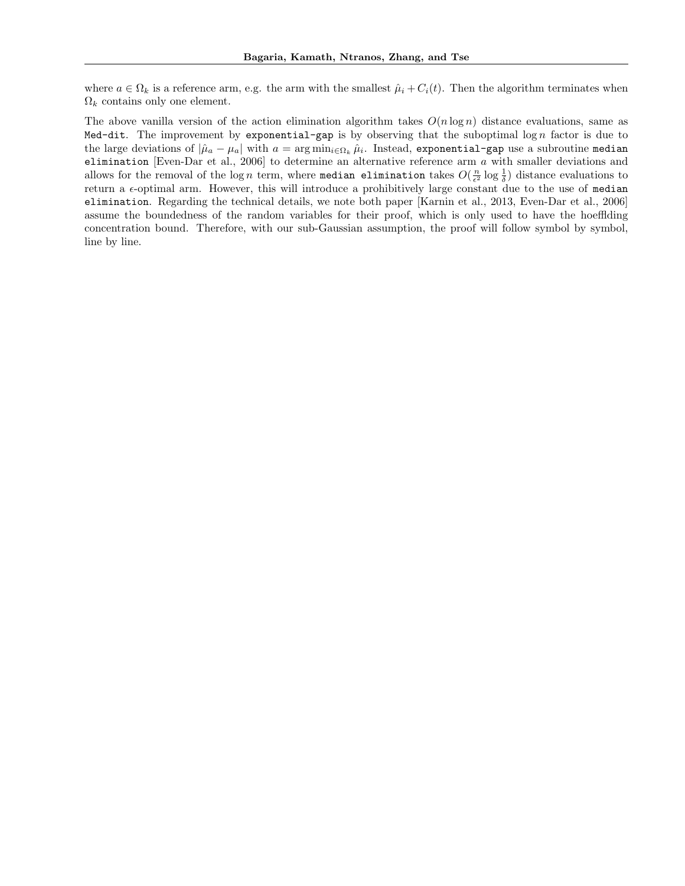where $a \in \Omega_k$ is a reference arm, e.g. the arm with the smallest $\hat{\mu}_i + C_i(t)$. Then the algorithm terminates when $\Omega_k$ contains only one element.

The above vanilla version of the action elimination algorithm takes $O(n \log n)$ distance evaluations, same as `Med-dit`. The improvement by `exponential-gap` is by observing that the suboptimal $\log n$ factor is due to the large deviations of $|\hat{\mu}_a - \mu_a|$ with $a = \arg\min_{i \in \Omega_k} \hat{\mu}_i$. Instead, `exponential-gap` use a subroutine `median elimination` [Even-Dar et al., 2006] to determine an alternative reference arm $a$ with smaller deviations and allows for the removal of the $\log n$ term, where `median elimination` takes $O(\frac{n}{\epsilon^2} \log \frac{1}{\delta})$ distance evaluations to return a $\epsilon$-optimal arm. However, this will introduce a prohibitively large constant due to the use of `median elimination`. Regarding the technical details, we note both paper [Karnin et al., 2013, Even-Dar et al., 2006] assume the boundedness of the random variables for their proof, which is only used to have the hoeffding concentration bound. Therefore, with our sub-Gaussian assumption, the proof will follow symbol by symbol, line by line.